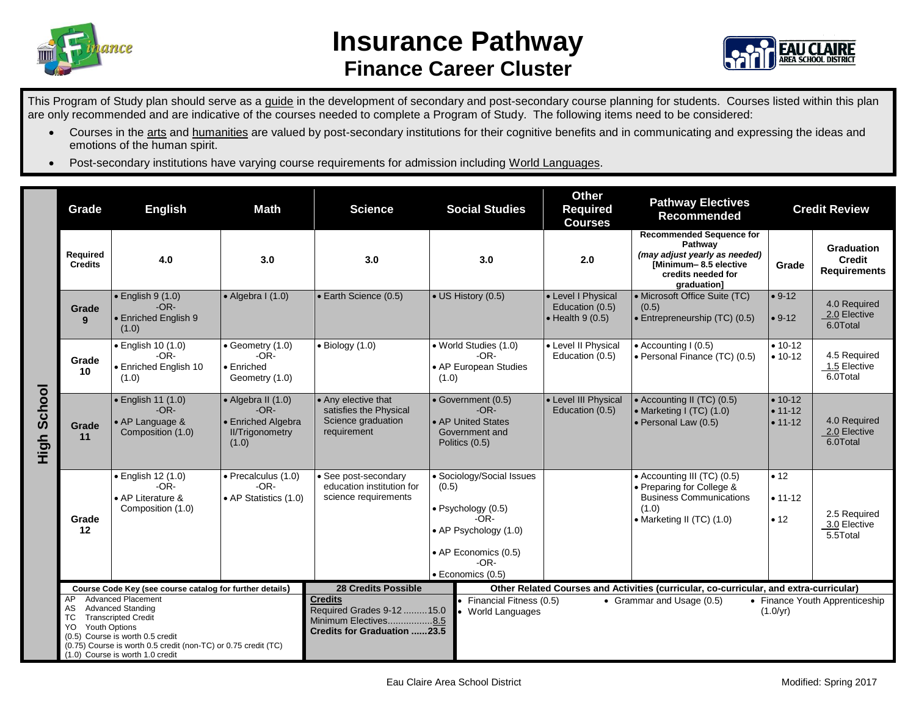# Insurance Pathway

## Finance Career Cluster

This Program of Study plan should serve as a guide in the development of secondary and post-secondary course planning for students. Courses listed within this plan are only recommended and are indicative of the courses needed to complete a Program of Study. The following items need to be considered:

- Courses in the arts and humanities are valued by post-secondary institutions for their cognitive benefits and in communicating and expressing the ideas and emotions of the human spirit.
- Post-secondary institutions have varying course requirements for admission including World Languages.

**High School**

| Grade | English | Math | Science | Social Studies | Other Required Courses | Pathway Electives Recommended | Credit Review | |
|---|---|---|---|---|---|---|---|---|
| **Required Credits** | 4.0 | 3.0 | 3.0 | 3.0 | 2.0 | **Recommended Sequence for Pathway** *(may adjust yearly as needed)* **[Minimum– 8.5 elective credits needed for graduation]** | **Grade** | **Graduation Credit Requirements** |
| **Grade 9** | • English 9 (1.0) -OR- • Enriched English 9 (1.0) | • Algebra I (1.0) | • Earth Science (0.5) | • US History (0.5) | • Level I Physical Education (0.5) • Health 9 (0.5) | • Microsoft Office Suite (TC) (0.5) • Entrepreneurship (TC) (0.5) | • 9-12 • 9-12 | 4.0 Required 2.0 Elective 6.0Total |
| **Grade 10** | • English 10 (1.0) -OR- • Enriched English 10 (1.0) | • Geometry (1.0) -OR- • Enriched Geometry (1.0) | • Biology (1.0) | • World Studies (1.0) -OR- • AP European Studies (1.0) | • Level II Physical Education (0.5) | • Accounting I (0.5) • Personal Finance (TC) (0.5) | • 10-12 • 10-12 | 4.5 Required 1.5 Elective 6.0Total |
| **Grade 11** | • English 11 (1.0) -OR- • AP Language & Composition (1.0) | • Algebra II (1.0) -OR- • Enriched Algebra II/Trigonometry (1.0) | • Any elective that satisfies the Physical Science graduation requirement | • Government (0.5) -OR- • AP United States Government and Politics (0.5) | • Level III Physical Education (0.5) | • Accounting II (TC) (0.5) • Marketing I (TC) (1.0) • Personal Law (0.5) | • 10-12 • 11-12 • 11-12 | 4.0 Required 2.0 Elective 6.0Total |
| **Grade 12** | • English 12 (1.0) -OR- • AP Literature & Composition (1.0) | • Precalculus (1.0) -OR- • AP Statistics (1.0) | • See post-secondary education institution for science requirements | • Sociology/Social Issues (0.5) • Psychology (0.5) -OR- • AP Psychology (1.0) • AP Economics (0.5) -OR- • Economics (0.5) | | • Accounting III (TC) (0.5) • Preparing for College & Business Communications (1.0) • Marketing II (TC) (1.0) | • 12 • 11-12 • 12 | 2.5 Required 3.0 Elective 5.5Total |

**Course Code Key (see course catalog for further details)**

- AP Advanced Placement
- AS Advanced Standing
- TC Transcripted Credit
- YO Youth Options
- (0.5) Course is worth 0.5 credit
- (0.75) Course is worth 0.5 credit (non-TC) or 0.75 credit (TC)
- (1.0) Course is worth 1.0 credit

**28 Credits Possible**

**Credits**
Required Grades 9-12 .........15.0
Minimum Electives.................8.5
**Credits for Graduation ......23.5**

**Other Related Courses and Activities (curricular, co-curricular, and extra-curricular)**

- Financial Fitness (0.5)
- World Languages
- Grammar and Usage (0.5)
- Finance Youth Apprenticeship (1.0/yr)

Eau Claire Area School District

Modified: Spring 2017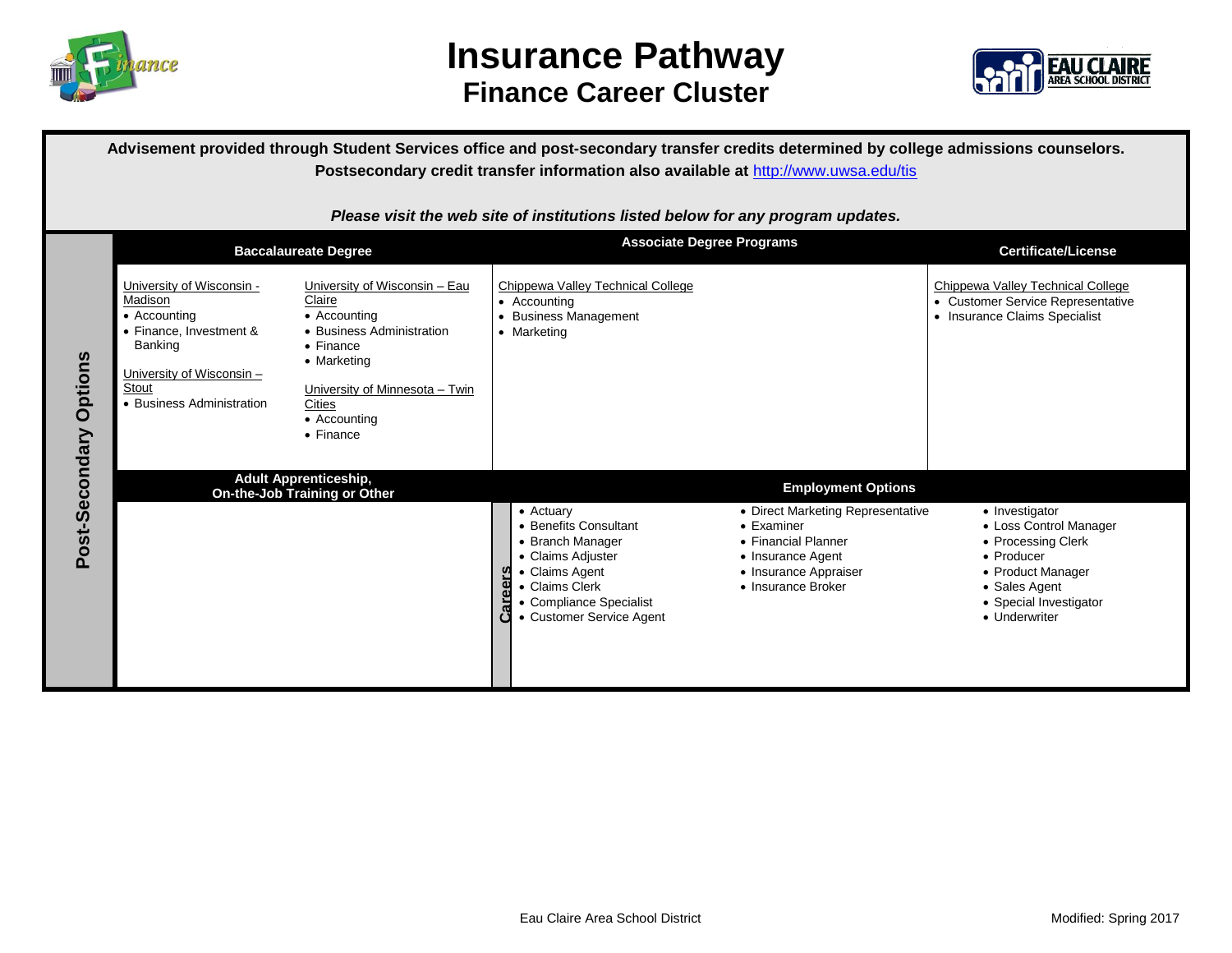# Insurance Pathway
## Finance Career Cluster

**Advisement provided through Student Services office and post-secondary transfer credits determined by college admissions counselors.**
**Postsecondary credit transfer information also available at** http://www.uwsa.edu/tis

***Please visit the web site of institutions listed below for any program updates.***

### Post-Secondary Options

| Baccalaureate Degree | Associate Degree Programs | Certificate/License |
|---|---|---|
| University of Wisconsin - Madison<br>• Accounting<br>• Finance, Investment & Banking<br><br>University of Wisconsin – Stout<br>• Business Administration<br><br>University of Wisconsin – Eau Claire<br>• Accounting<br>• Business Administration<br>• Finance<br>• Marketing<br><br>University of Minnesota – Twin Cities<br>• Accounting<br>• Finance | Chippewa Valley Technical College<br>• Accounting<br>• Business Management<br>• Marketing | Chippewa Valley Technical College<br>• Customer Service Representative<br>• Insurance Claims Specialist |

| Adult Apprenticeship, On-the-Job Training or Other | Employment Options | | |
|---|---|---|---|
| | **Careers**<br>• Actuary<br>• Benefits Consultant<br>• Branch Manager<br>• Claims Adjuster<br>• Claims Agent<br>• Claims Clerk<br>• Compliance Specialist<br>• Customer Service Agent | • Direct Marketing Representative<br>• Examiner<br>• Financial Planner<br>• Insurance Agent<br>• Insurance Appraiser<br>• Insurance Broker | • Investigator<br>• Loss Control Manager<br>• Processing Clerk<br>• Producer<br>• Product Manager<br>• Sales Agent<br>• Special Investigator<br>• Underwriter |

Eau Claire Area School District

Modified: Spring 2017